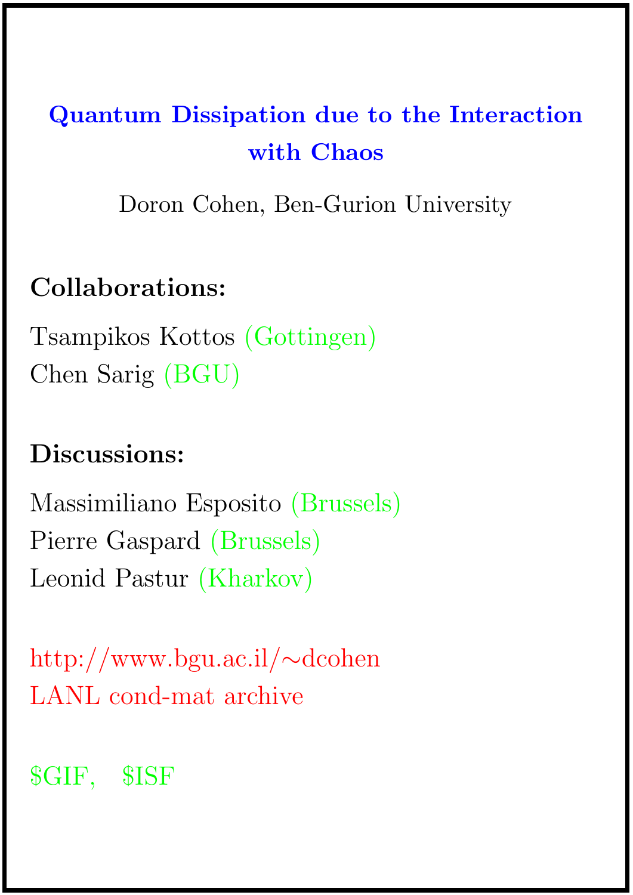# Quantum Dissipation due to the Interaction with Chaos

Doron Cohen, Ben-Gurion University

**Collaborations:**

Tsampikos Kottos (Gottingen)
Chen Sarig (BGU)

**Discussions:**

Massimiliano Esposito (Brussels)
Pierre Gaspard (Brussels)
Leonid Pastur (Kharkov)

http://www.bgu.ac.il/~dcohen
LANL cond-mat archive

$GIF, $ISF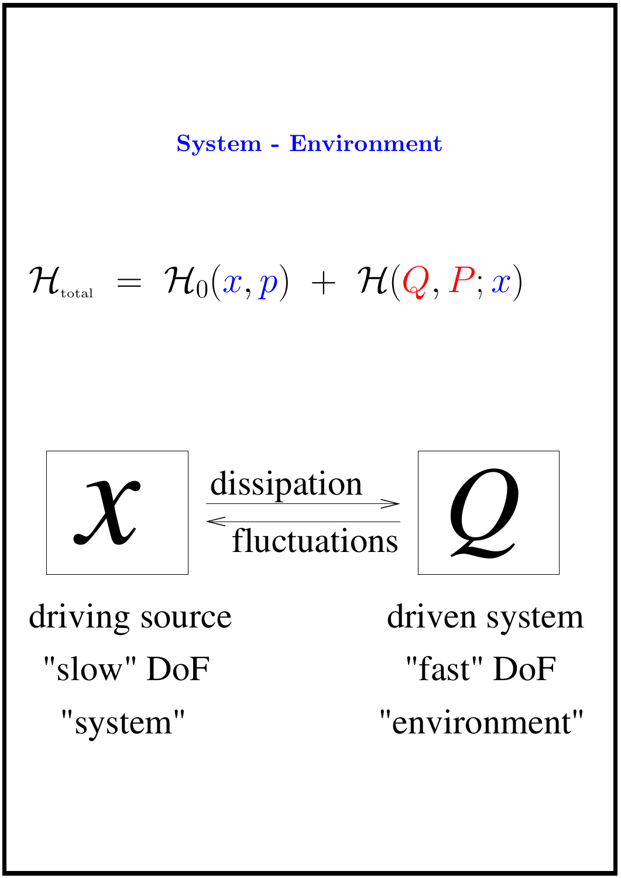## System - Environment

$$\mathcal{H}_{\text{total}} = \mathcal{H}_0(x, p) + \mathcal{H}(Q, P; x)$$

$$x \; \underset{\text{fluctuations}}{\overset{\text{dissipation}}{\rightleftarrows}} \; Q$$

| $x$ | $Q$ |
|---|---|
| driving source | driven system |
| "slow" DoF | "fast" DoF |
| "system" | "environment" |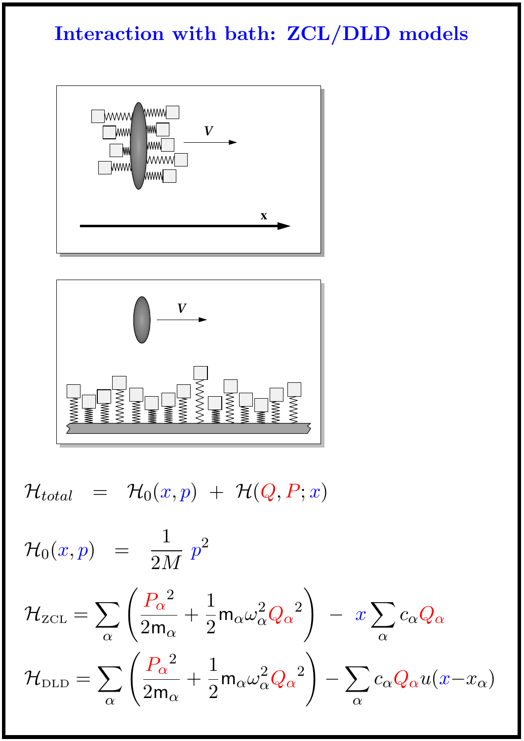# Interaction with bath: ZCL/DLD models

$$\mathcal{H}_{total} \;=\; \mathcal{H}_0(x,p) \;+\; \mathcal{H}(Q,P;x)$$

$$\mathcal{H}_0(x,p) \;=\; \frac{1}{2M}\,p^2$$

$$\mathcal{H}_{\text{ZCL}} = \sum_\alpha \left( \frac{{P_\alpha}^2}{2\mathsf{m}_\alpha} + \frac{1}{2}\mathsf{m}_\alpha \omega_\alpha^2 {Q_\alpha}^2 \right) \;-\; x \sum_\alpha c_\alpha Q_\alpha$$

$$\mathcal{H}_{\text{DLD}} = \sum_\alpha \left( \frac{{P_\alpha}^2}{2\mathsf{m}_\alpha} + \frac{1}{2}\mathsf{m}_\alpha \omega_\alpha^2 {Q_\alpha}^2 \right) - \sum_\alpha c_\alpha Q_\alpha u(x - x_\alpha)$$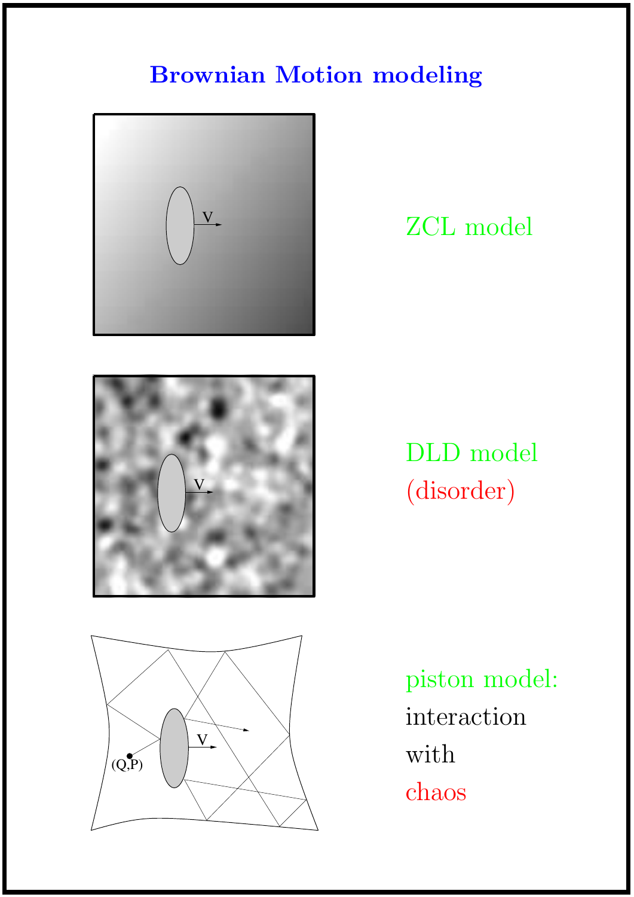# Brownian Motion modeling

ZCL model

DLD model
(disorder)

piston model:
interaction
with
chaos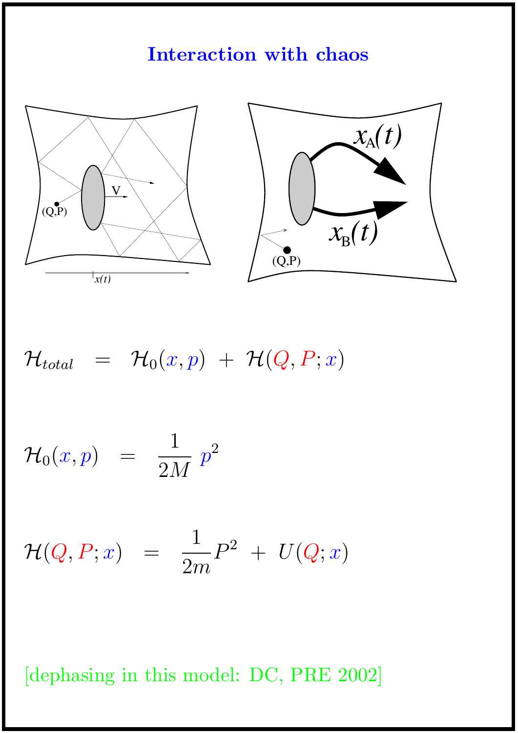# Interaction with chaos

$$\mathcal{H}_{total} \;=\; \mathcal{H}_0(x,p) \;+\; \mathcal{H}(Q,P;x)$$

$$\mathcal{H}_0(x,p) \;=\; \frac{1}{2M}\, p^2$$

$$\mathcal{H}(Q,P;x) \;=\; \frac{1}{2m}P^2 \;+\; U(Q;x)$$

[dephasing in this model: DC, PRE 2002]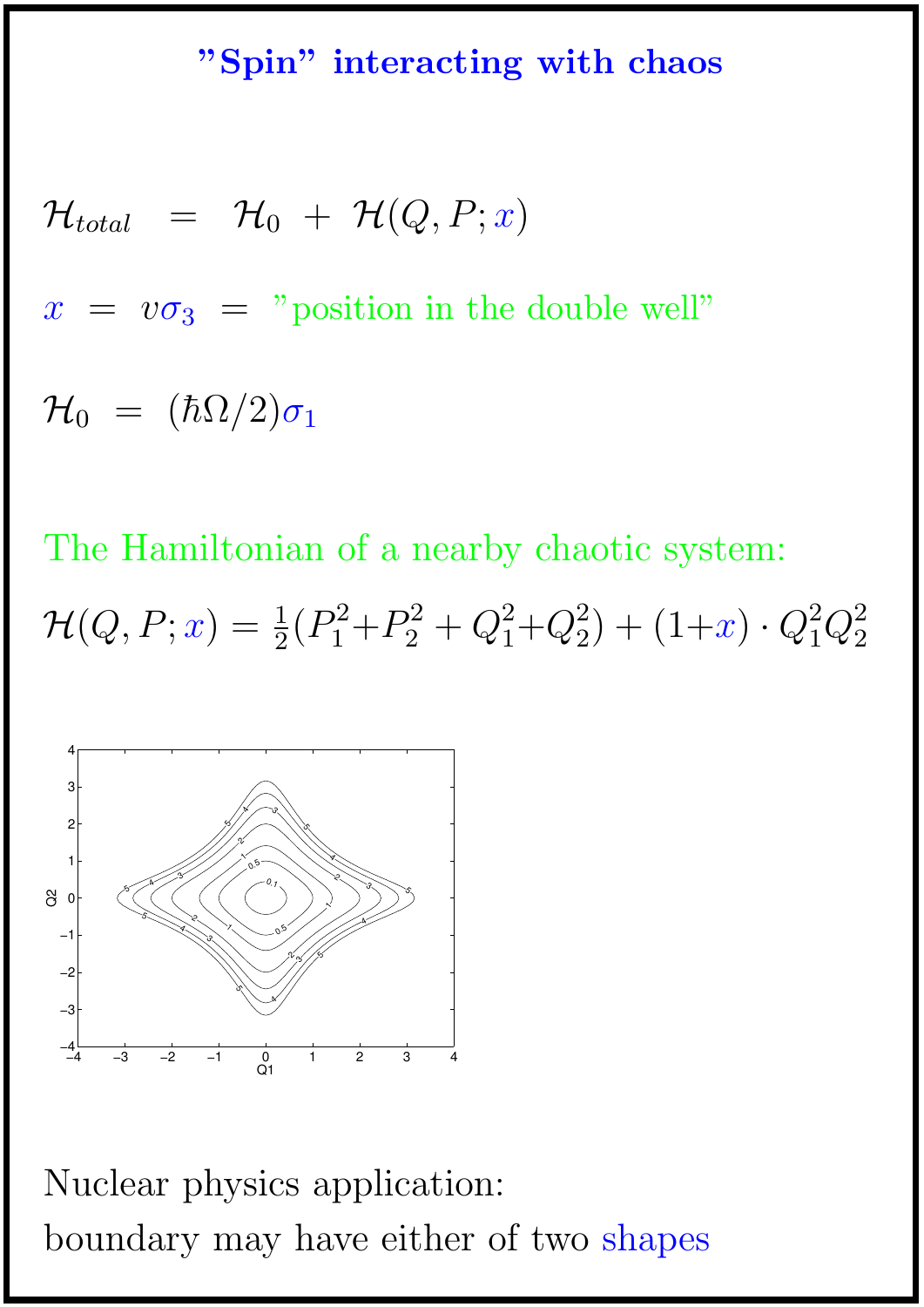# "Spin" interacting with chaos

$$\mathcal{H}_{total} \;=\; \mathcal{H}_0 \;+\; \mathcal{H}(Q,P;x)$$

$x \;=\; v\sigma_3 \;=\;$ "position in the double well"

$$\mathcal{H}_0 \;=\; (\hbar\Omega/2)\sigma_1$$

The Hamiltonian of a nearby chaotic system:

$$\mathcal{H}(Q,P;x) = \tfrac{1}{2}(P_1^2+P_2^2 + Q_1^2+Q_2^2) + (1+x)\cdot Q_1^2 Q_2^2$$

Nuclear physics application:

boundary may have either of two shapes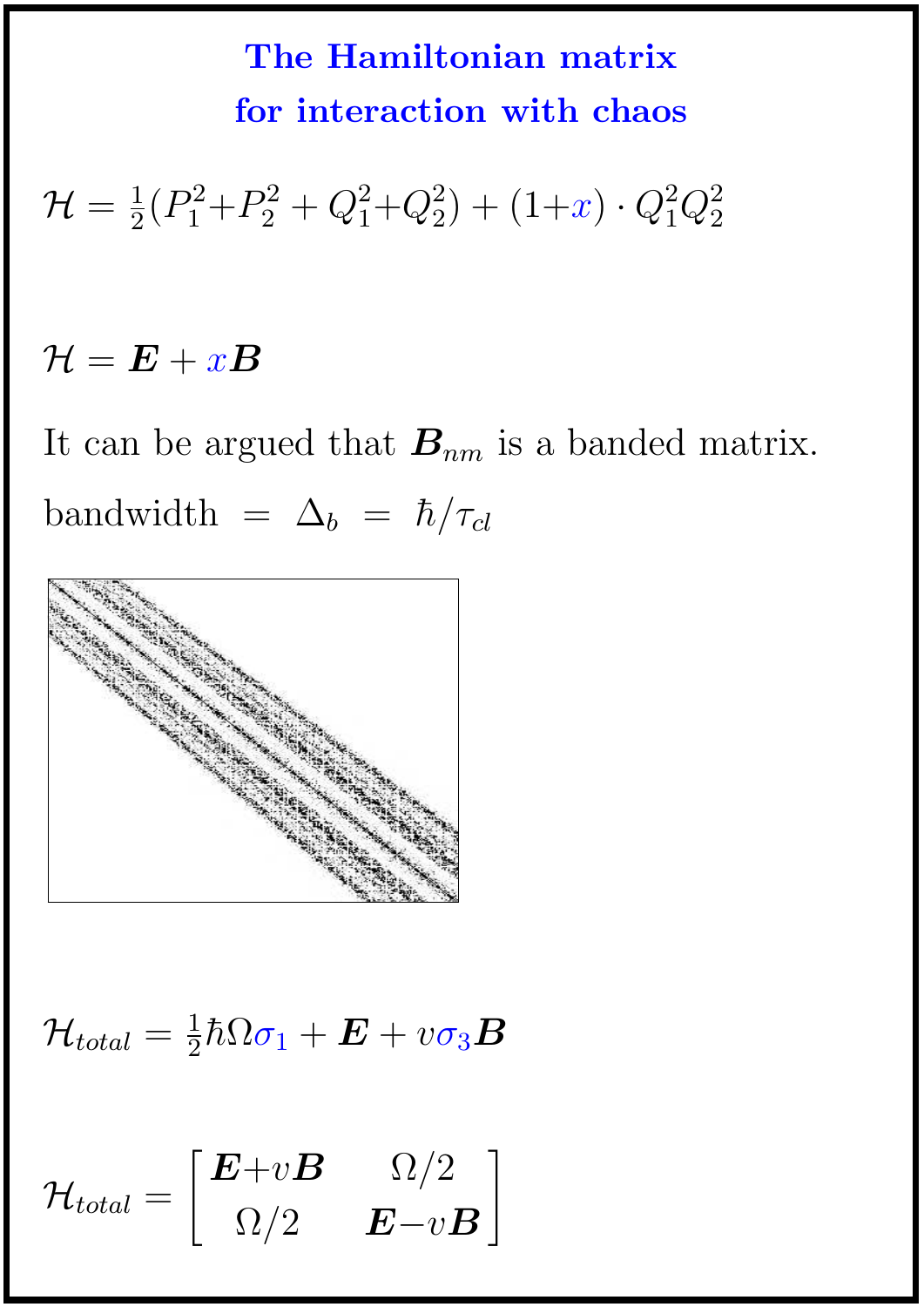## The Hamiltonian matrix for interaction with chaos

$$\mathcal{H} = \frac{1}{2}(P_1^2+P_2^2 + Q_1^2+Q_2^2) + (1+x) \cdot Q_1^2 Q_2^2$$

$$\mathcal{H} = \boldsymbol{E} + x\boldsymbol{B}$$

It can be argued that $\boldsymbol{B}_{nm}$ is a banded matrix.

bandwidth $= \Delta_b = \hbar/\tau_{cl}$

$$\mathcal{H}_{total} = \frac{1}{2}\hbar\Omega\sigma_1 + \boldsymbol{E} + v\sigma_3\boldsymbol{B}$$

$$\mathcal{H}_{total} = \begin{bmatrix} \boldsymbol{E}+v\boldsymbol{B} & \Omega/2 \\ \Omega/2 & \boldsymbol{E}-v\boldsymbol{B} \end{bmatrix}$$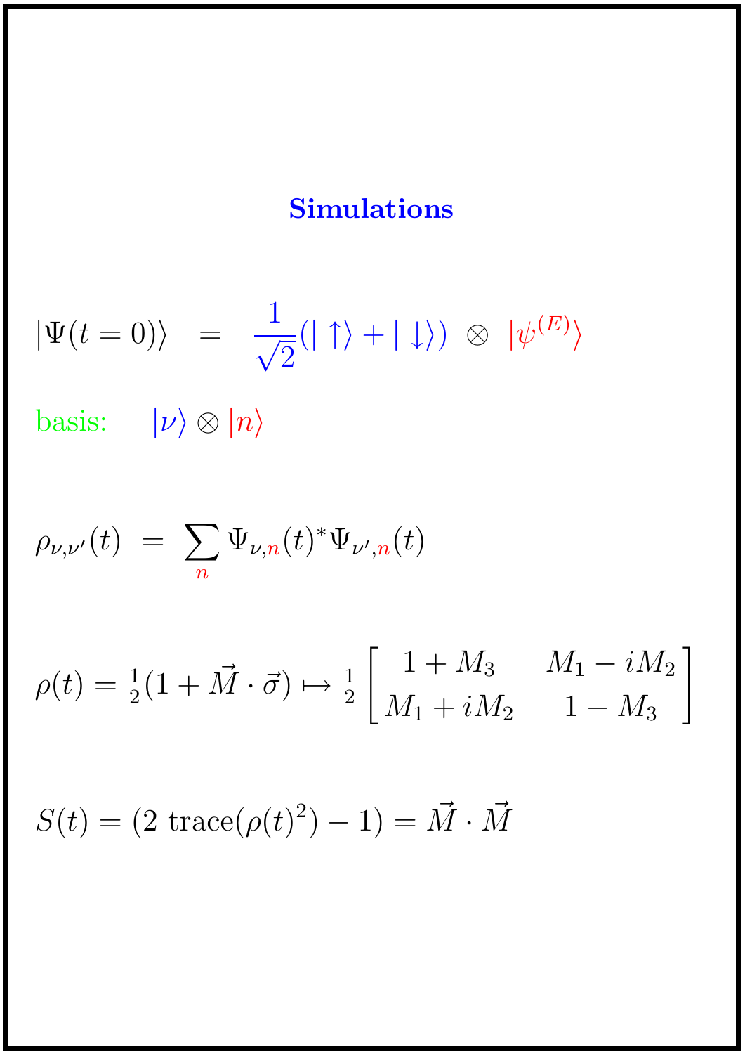## Simulations

$$|\Psi(t=0)\rangle \quad = \quad \frac{1}{\sqrt{2}}(|\uparrow\rangle + |\downarrow\rangle) \;\otimes\; |\psi^{(E)}\rangle$$

basis: $\quad |\nu\rangle \otimes |n\rangle$

$$\rho_{\nu,\nu'}(t) \;=\; \sum_{n} \Psi_{\nu,n}(t)^* \Psi_{\nu',n}(t)$$

$$\rho(t) = \tfrac{1}{2}(1 + \vec{M}\cdot\vec{\sigma}) \mapsto \tfrac{1}{2}\begin{bmatrix} 1+M_3 & M_1 - iM_2 \\ M_1 + iM_2 & 1 - M_3 \end{bmatrix}$$

$$S(t) = (2\ \mathrm{trace}(\rho(t)^2) - 1) = \vec{M}\cdot\vec{M}$$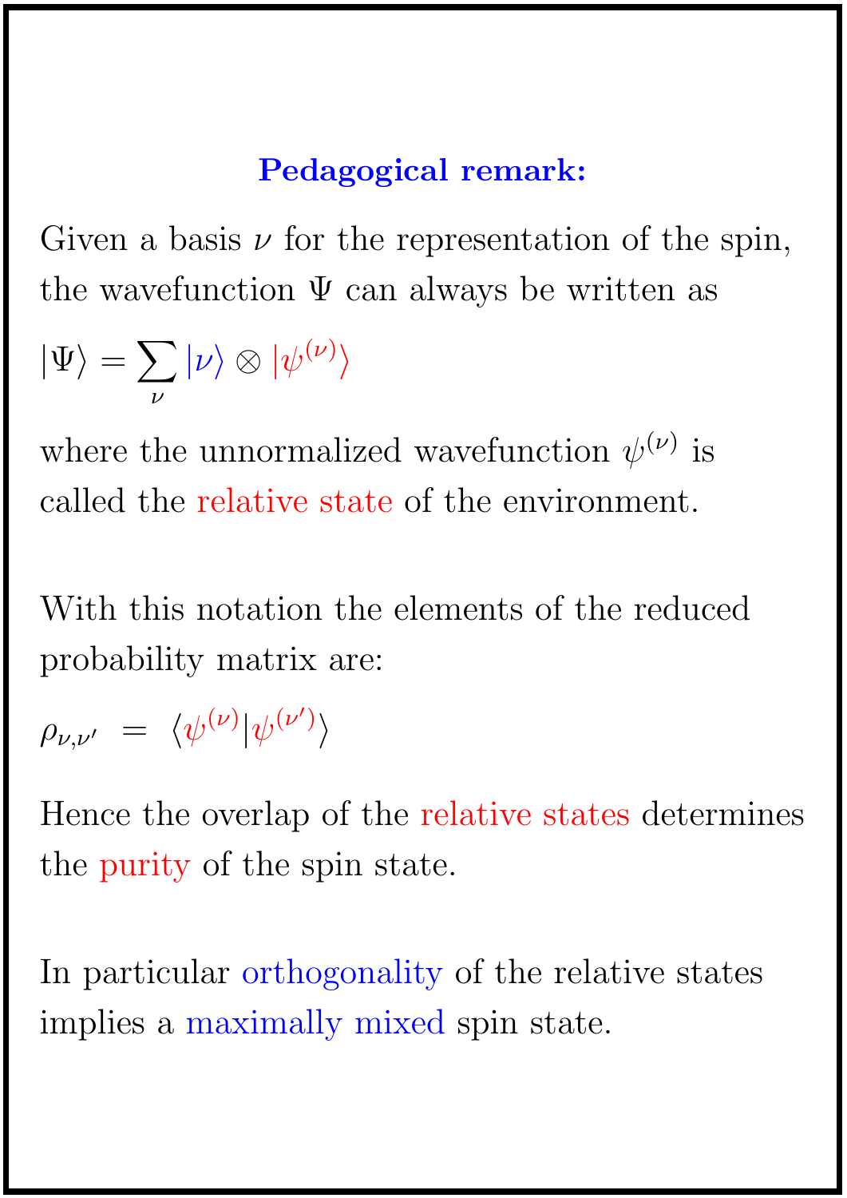**Pedagogical remark:**

Given a basis $\nu$ for the representation of the spin, the wavefunction $\Psi$ can always be written as

$$|\Psi\rangle = \sum_{\nu} |\nu\rangle \otimes |\psi^{(\nu)}\rangle$$

where the unnormalized wavefunction $\psi^{(\nu)}$ is called the relative state of the environment.

With this notation the elements of the reduced probability matrix are:

$$\rho_{\nu,\nu'} \ = \ \langle \psi^{(\nu)} | \psi^{(\nu')} \rangle$$

Hence the overlap of the relative states determines the purity of the spin state.

In particular orthogonality of the relative states implies a maximally mixed spin state.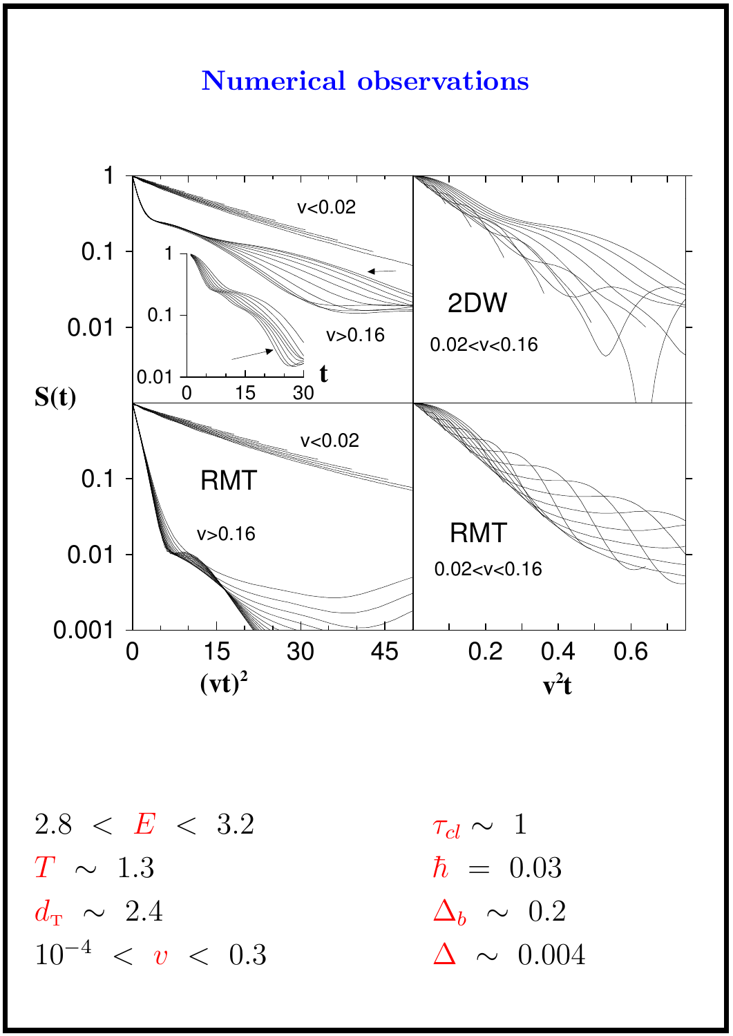## Numerical observations

$2.8 < E < 3.2$

$T \sim 1.3$

$d_T \sim 2.4$

$10^{-4} < v < 0.3$

$\tau_{cl} \sim 1$

$\hbar = 0.03$

$\Delta_b \sim 0.2$

$\Delta \sim 0.004$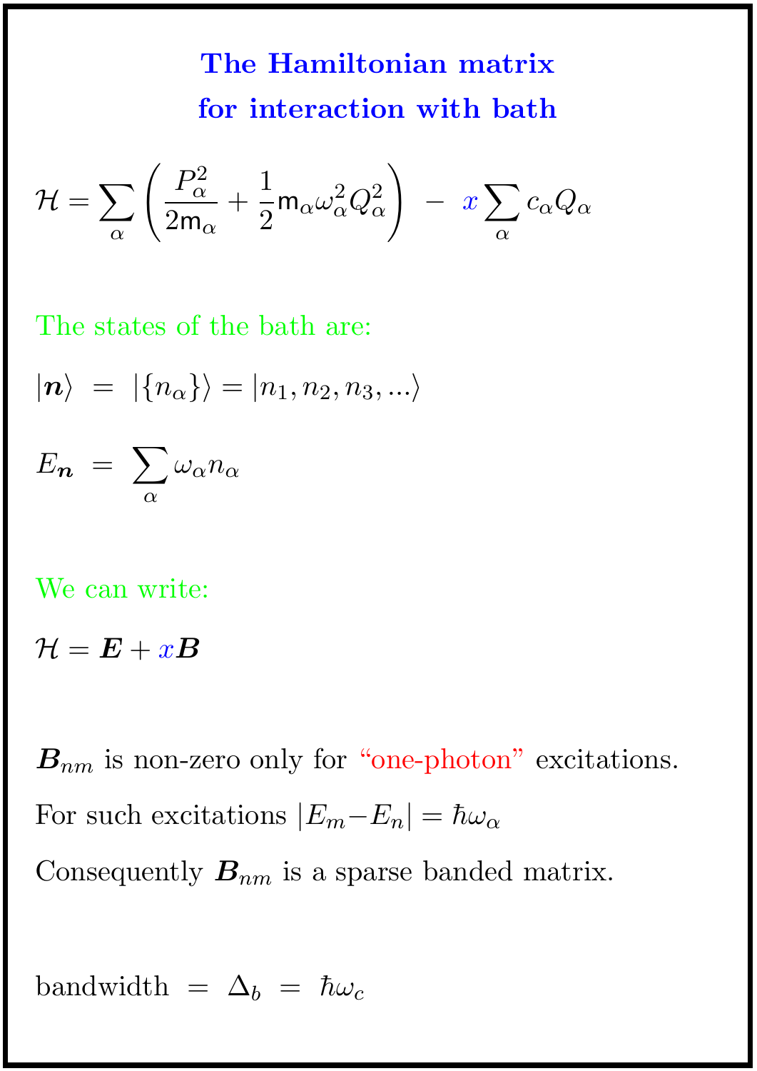# The Hamiltonian matrix for interaction with bath

$$\mathcal{H} = \sum_\alpha \left( \frac{P_\alpha^2}{2\mathsf{m}_\alpha} + \frac{1}{2}\mathsf{m}_\alpha \omega_\alpha^2 Q_\alpha^2 \right) \; - \; x \sum_\alpha c_\alpha Q_\alpha$$

The states of the bath are:

$$|\boldsymbol{n}\rangle \; = \; |\{n_\alpha\}\rangle = |n_1, n_2, n_3, ...\rangle$$

$$E_{\boldsymbol{n}} \; = \; \sum_\alpha \omega_\alpha n_\alpha$$

We can write:

$$\mathcal{H} = \boldsymbol{E} + x\boldsymbol{B}$$

$\boldsymbol{B}_{nm}$ is non-zero only for "one-photon" excitations.

For such excitations $|E_m - E_n| = \hbar\omega_\alpha$

Consequently $\boldsymbol{B}_{nm}$ is a sparse banded matrix.

bandwidth $= \Delta_b = \hbar\omega_c$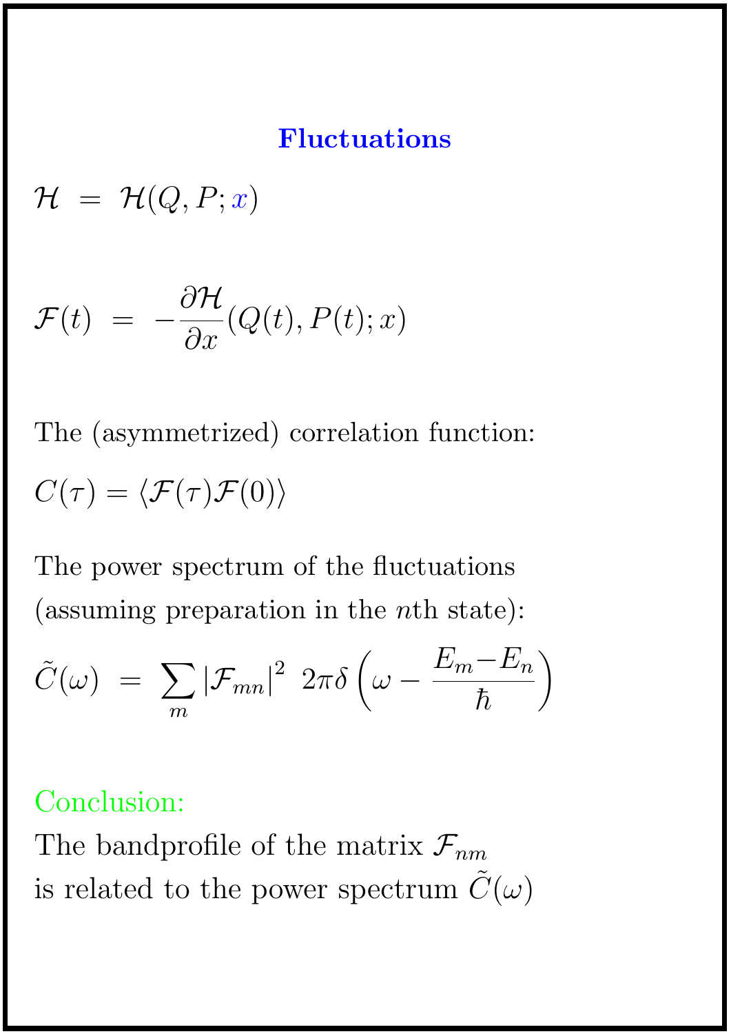## Fluctuations

$$\mathcal{H} \;=\; \mathcal{H}(Q,P;x)$$

$$\mathcal{F}(t) \;=\; -\frac{\partial \mathcal{H}}{\partial x}(Q(t),P(t);x)$$

The (asymmetrized) correlation function:

$$C(\tau) = \langle \mathcal{F}(\tau)\mathcal{F}(0)\rangle$$

The power spectrum of the fluctuations (assuming preparation in the $n$th state):

$$\tilde{C}(\omega) \;=\; \sum_m |\mathcal{F}_{mn}|^2 \;\; 2\pi\delta\left(\omega - \frac{E_m - E_n}{\hbar}\right)$$

Conclusion:

The bandprofile of the matrix $\mathcal{F}_{nm}$ is related to the power spectrum $\tilde{C}(\omega)$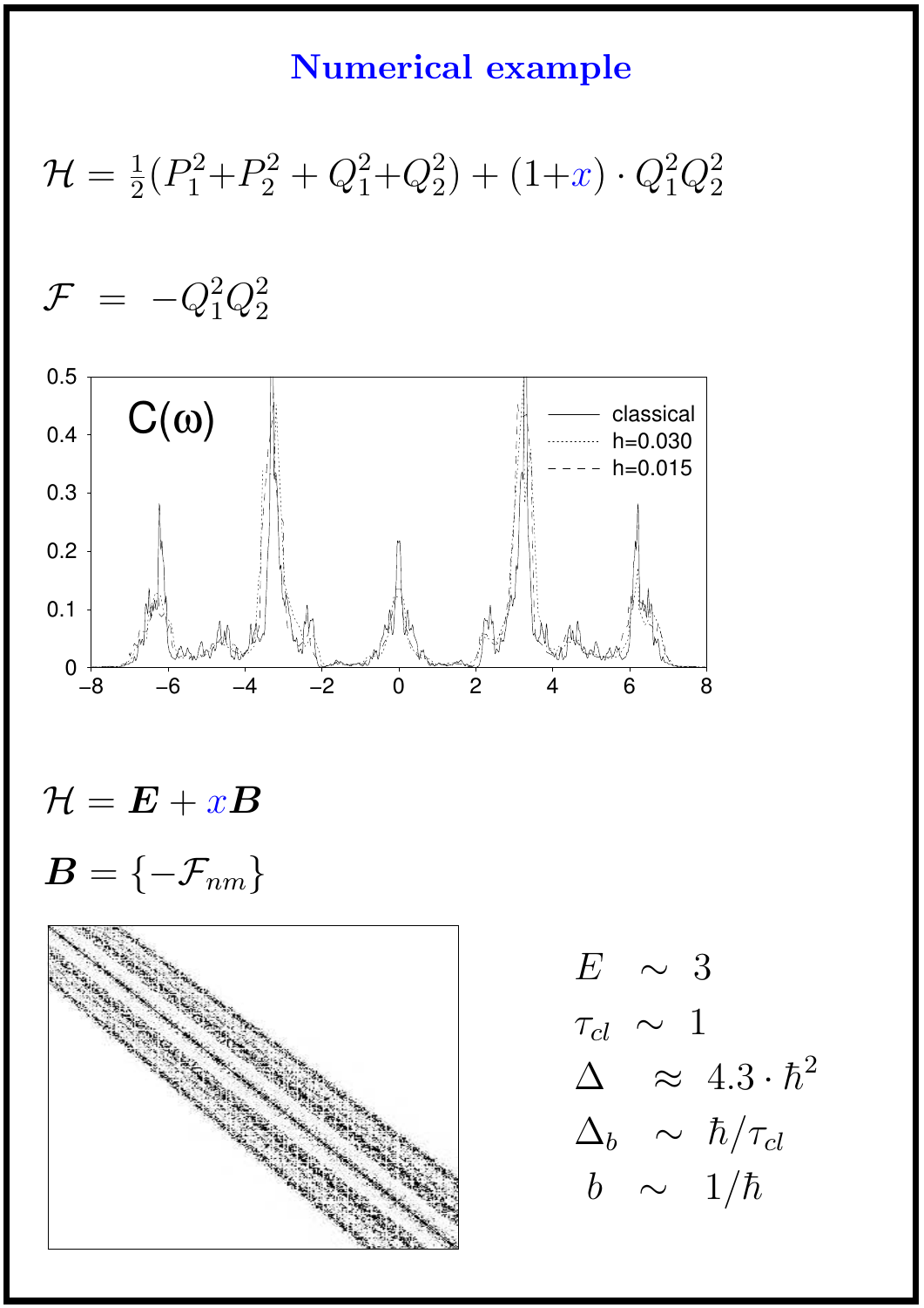# Numerical example

$$\mathcal{H} = \frac{1}{2}(P_1^2+P_2^2 + Q_1^2+Q_2^2) + (1+x)\cdot Q_1^2 Q_2^2$$

$$\mathcal{F} \;=\; -Q_1^2 Q_2^2$$

$$\mathcal{H} = \boldsymbol{E} + x\boldsymbol{B}$$

$$\boldsymbol{B} = \{-\mathcal{F}_{nm}\}$$

$$E \;\sim\; 3$$

$$\tau_{cl} \;\sim\; 1$$

$$\Delta \;\approx\; 4.3\cdot\hbar^2$$

$$\Delta_b \;\sim\; \hbar/\tau_{cl}$$

$$b \;\sim\; 1/\hbar$$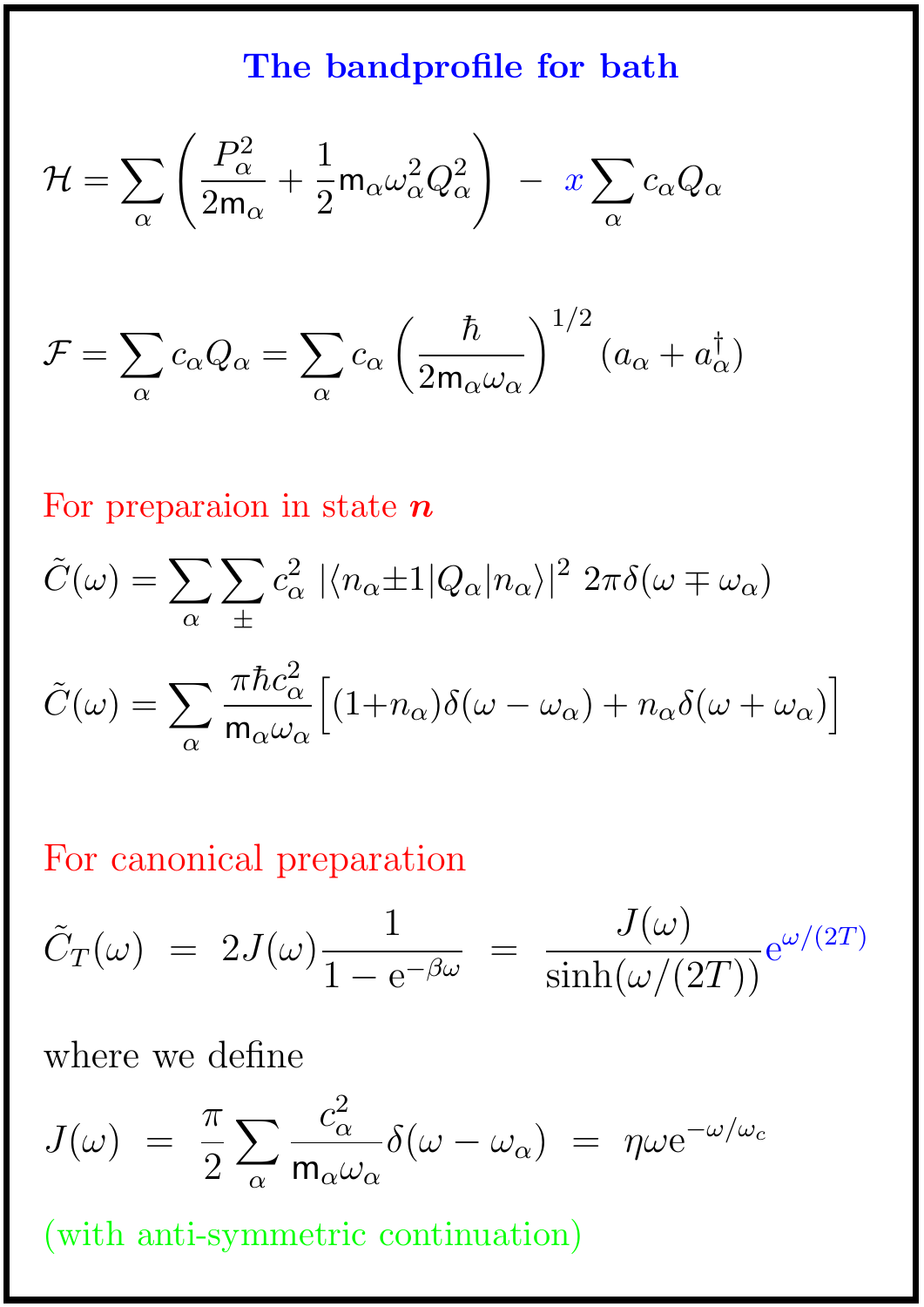## The bandprofile for bath

$$\mathcal{H} = \sum_\alpha \left( \frac{P_\alpha^2}{2\mathsf{m}_\alpha} + \frac{1}{2}\mathsf{m}_\alpha \omega_\alpha^2 Q_\alpha^2 \right) \; - \; x \sum_\alpha c_\alpha Q_\alpha$$

$$\mathcal{F} = \sum_\alpha c_\alpha Q_\alpha = \sum_\alpha c_\alpha \left( \frac{\hbar}{2\mathsf{m}_\alpha \omega_\alpha} \right)^{1/2} (a_\alpha + a_\alpha^\dagger)$$

For preparaion in state $\boldsymbol{n}$

$$\tilde{C}(\omega) = \sum_\alpha \sum_\pm c_\alpha^2 \; |\langle n_\alpha \pm 1 | Q_\alpha | n_\alpha \rangle|^2 \; 2\pi \delta(\omega \mp \omega_\alpha)$$

$$\tilde{C}(\omega) = \sum_\alpha \frac{\pi \hbar c_\alpha^2}{\mathsf{m}_\alpha \omega_\alpha} \Big[ (1+n_\alpha)\delta(\omega - \omega_\alpha) + n_\alpha \delta(\omega + \omega_\alpha) \Big]$$

For canonical preparation

$$\tilde{C}_T(\omega) \; = \; 2J(\omega)\frac{1}{1 - \mathrm{e}^{-\beta\omega}} \; = \; \frac{J(\omega)}{\sinh(\omega/(2T))} \mathrm{e}^{\omega/(2T)}$$

where we define

$$J(\omega) \; = \; \frac{\pi}{2} \sum_\alpha \frac{c_\alpha^2}{\mathsf{m}_\alpha \omega_\alpha} \delta(\omega - \omega_\alpha) \; = \; \eta \omega \mathrm{e}^{-\omega/\omega_c}$$

(with anti-symmetric continuation)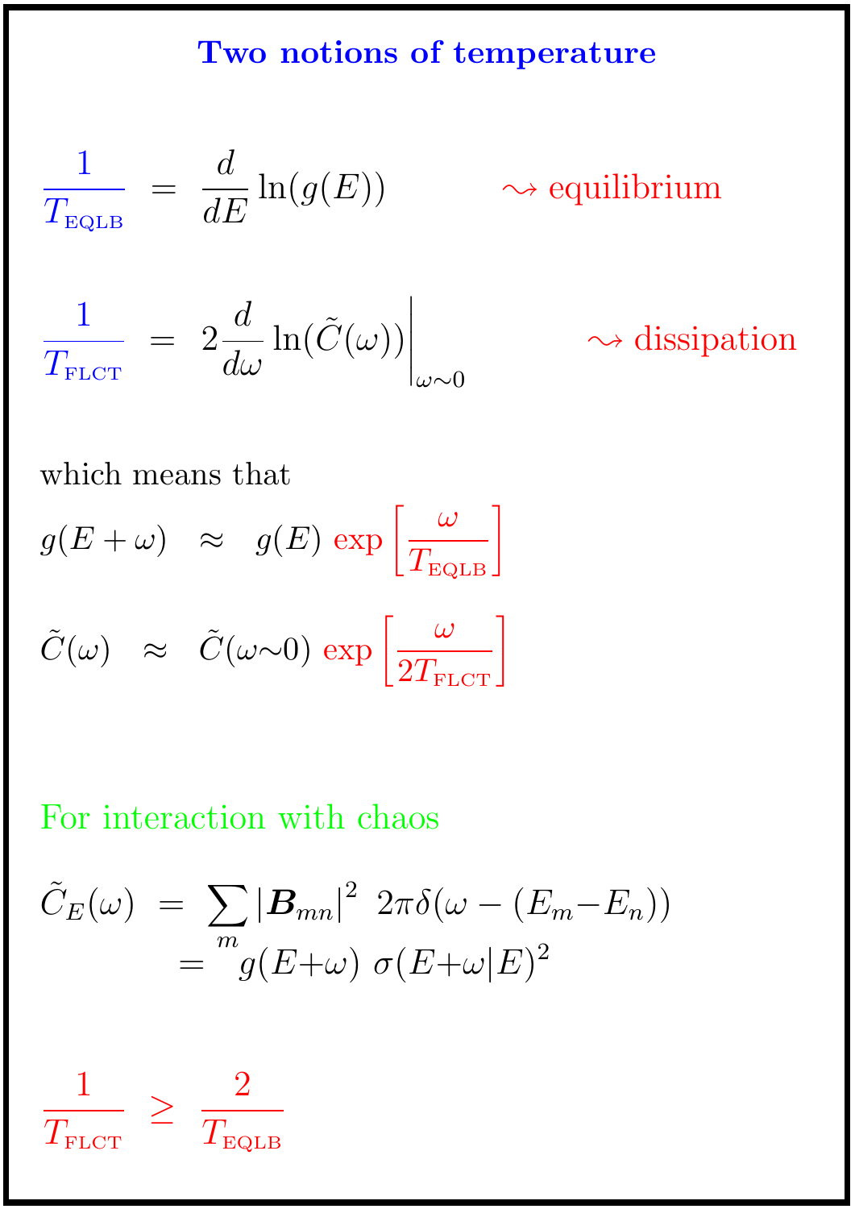# Two notions of temperature

$$\frac{1}{T_{\text{EQLB}}} \;=\; \frac{d}{dE}\ln(g(E)) \qquad \rightsquigarrow \text{equilibrium}$$

$$\frac{1}{T_{\text{FLCT}}} \;=\; 2\frac{d}{d\omega}\ln(\tilde{C}(\omega))\bigg|_{\omega\sim 0} \qquad \rightsquigarrow \text{dissipation}$$

which means that

$$g(E+\omega) \;\approx\; g(E)\,\exp\left[\frac{\omega}{T_{\text{EQLB}}}\right]$$

$$\tilde{C}(\omega) \;\approx\; \tilde{C}(\omega\sim 0)\,\exp\left[\frac{\omega}{2T_{\text{FLCT}}}\right]$$

For interaction with chaos

$$\tilde{C}_E(\omega) \;=\; \sum_m |\boldsymbol{B}_{mn}|^2 \;\, 2\pi\delta(\omega-(E_m-E_n)) \;=\; g(E+\omega)\;\sigma(E+\omega|E)^2$$

$$\frac{1}{T_{\text{FLCT}}} \;\geq\; \frac{2}{T_{\text{EQLB}}}$$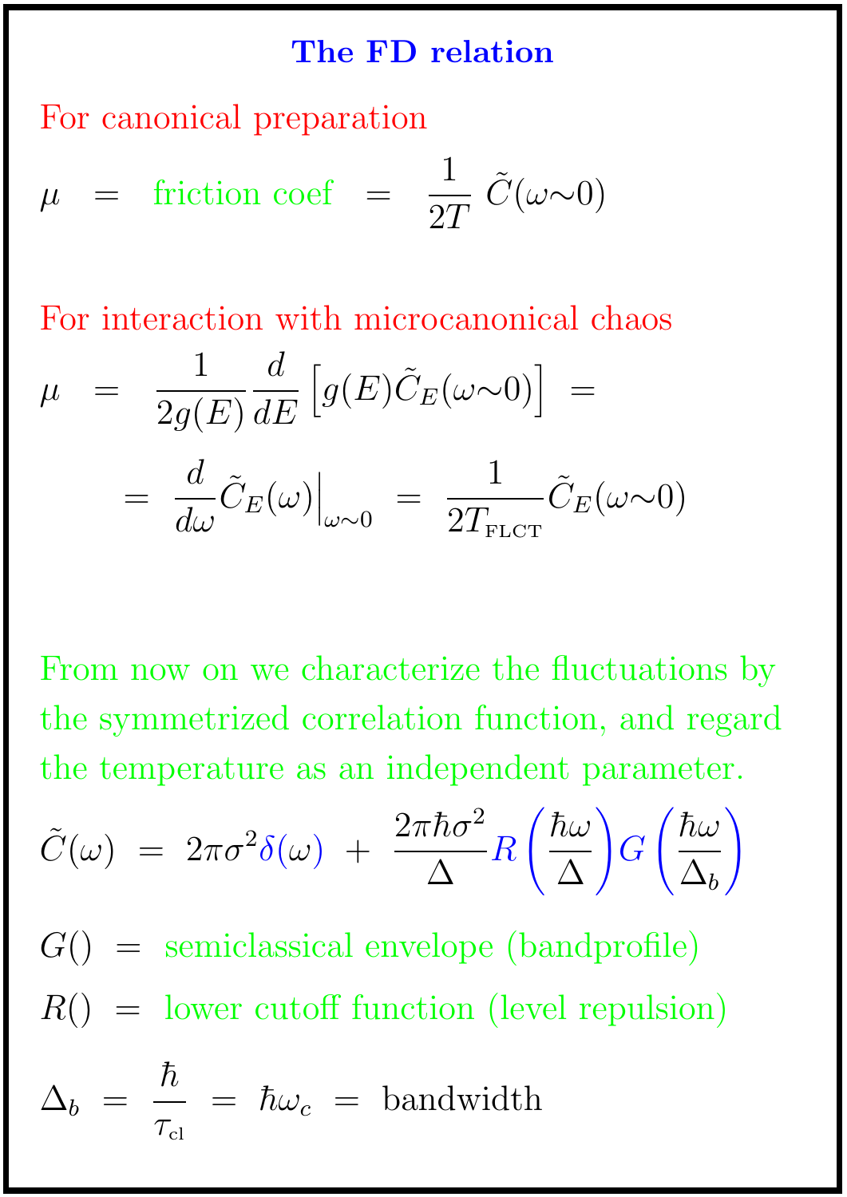# The FD relation

For canonical preparation

$$\mu \;=\; \text{friction coef} \;=\; \frac{1}{2T}\,\tilde{C}(\omega{\sim}0)$$

For interaction with microcanonical chaos

$$\mu \;=\; \frac{1}{2g(E)}\frac{d}{dE}\left[g(E)\tilde{C}_E(\omega{\sim}0)\right] \;=$$

$$=\; \frac{d}{d\omega}\tilde{C}_E(\omega)\Big|_{\omega\sim 0} \;=\; \frac{1}{2T_{\text{FLCT}}}\tilde{C}_E(\omega{\sim}0)$$

From now on we characterize the fluctuations by the symmetrized correlation function, and regard the temperature as an independent parameter.

$$\tilde{C}(\omega) \;=\; 2\pi\sigma^2\delta(\omega) \;+\; \frac{2\pi\hbar\sigma^2}{\Delta}R\left(\frac{\hbar\omega}{\Delta}\right)G\left(\frac{\hbar\omega}{\Delta_b}\right)$$

$G()$ = semiclassical envelope (bandprofile)

$R()$ = lower cutoff function (level repulsion)

$$\Delta_b \;=\; \frac{\hbar}{\tau_{\text{cl}}} \;=\; \hbar\omega_c \;=\; \text{bandwidth}$$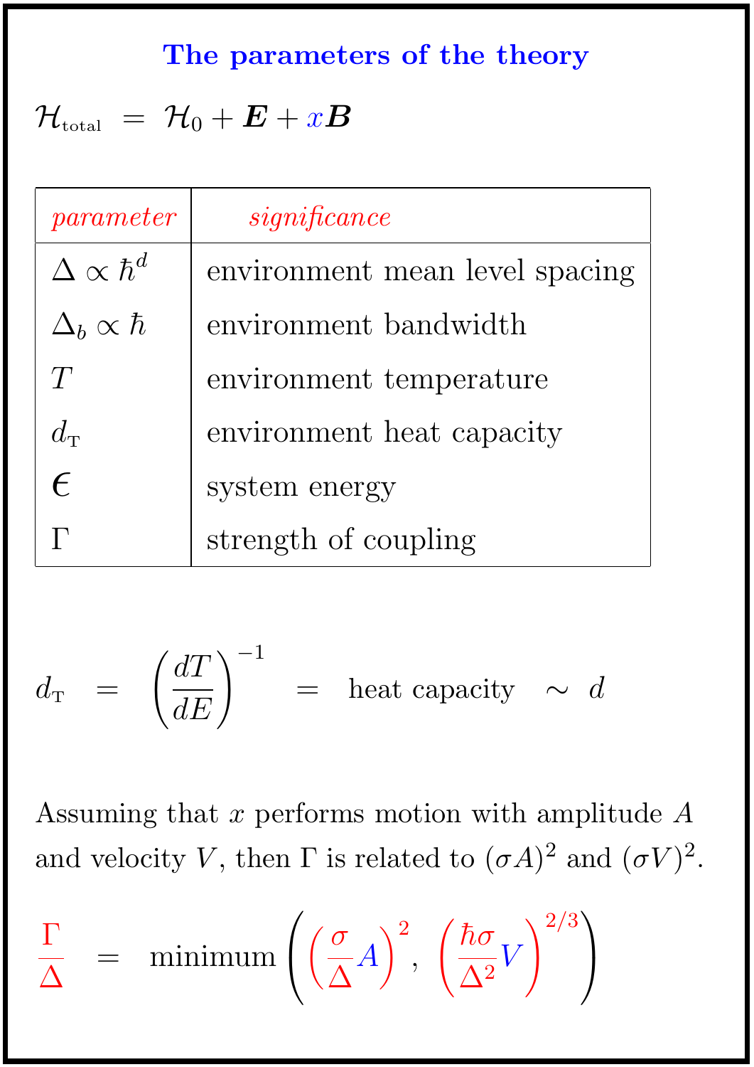## The parameters of the theory

$$\mathcal{H}_{\text{total}} = \mathcal{H}_0 + \boldsymbol{E} + x\boldsymbol{B}$$

| *parameter* | *significance* |
|---|---|
| $\Delta \propto \hbar^d$ | environment mean level spacing |
| $\Delta_b \propto \hbar$ | environment bandwidth |
| $T$ | environment temperature |
| $d_{\mathrm{T}}$ | environment heat capacity |
| $\epsilon$ | system energy |
| $\Gamma$ | strength of coupling |

$$d_{\mathrm{T}} = \left(\frac{dT}{dE}\right)^{-1} = \text{heat capacity} \sim d$$

Assuming that $x$ performs motion with amplitude $A$ and velocity $V$, then $\Gamma$ is related to $(\sigma A)^2$ and $(\sigma V)^2$.

$$\frac{\Gamma}{\Delta} = \text{minimum}\left(\left(\frac{\sigma}{\Delta}A\right)^2, \left(\frac{\hbar\sigma}{\Delta^2}V\right)^{2/3}\right)$$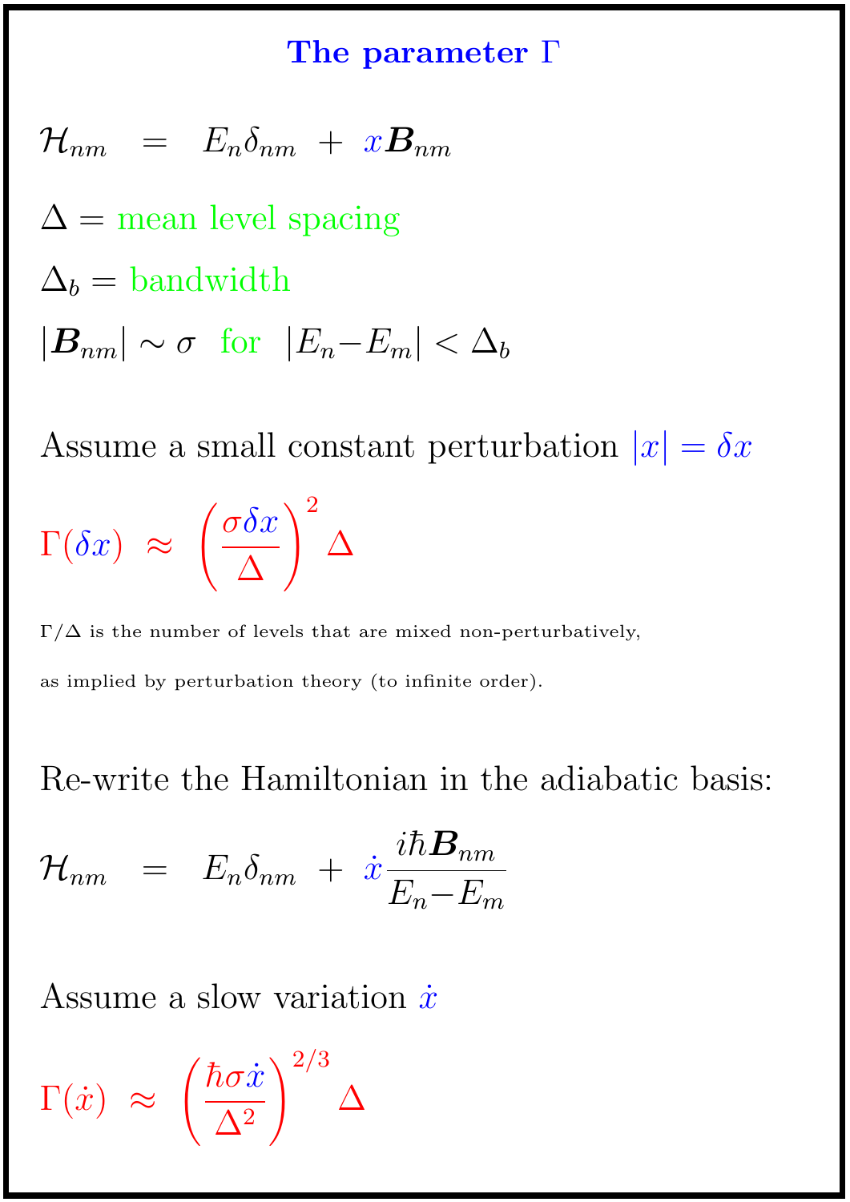# The parameter $\Gamma$

$$\mathcal{H}_{nm} \;=\; E_n \delta_{nm} \;+\; x \boldsymbol{B}_{nm}$$

$\Delta =$ mean level spacing

$\Delta_b =$ bandwidth

$|\boldsymbol{B}_{nm}| \sim \sigma$ for $|E_n - E_m| < \Delta_b$

Assume a small constant perturbation $|x| = \delta x$

$$\Gamma(\delta x) \;\approx\; \left(\frac{\sigma \delta x}{\Delta}\right)^2 \Delta$$

$\Gamma/\Delta$ is the number of levels that are mixed non-perturbatively,

as implied by perturbation theory (to infinite order).

Re-write the Hamiltonian in the adiabatic basis:

$$\mathcal{H}_{nm} \;=\; E_n \delta_{nm} \;+\; \dot{x} \frac{i\hbar \boldsymbol{B}_{nm}}{E_n - E_m}$$

Assume a slow variation $\dot{x}$

$$\Gamma(\dot{x}) \;\approx\; \left(\frac{\hbar \sigma \dot{x}}{\Delta^2}\right)^{2/3} \Delta$$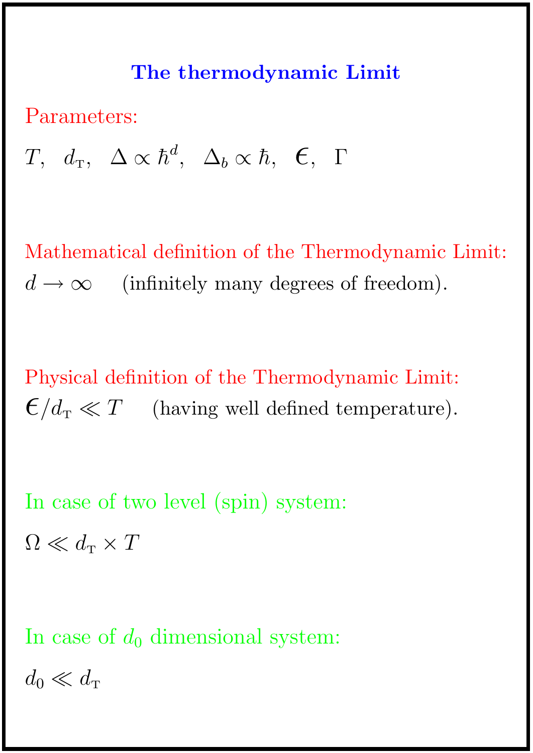## The thermodynamic Limit

Parameters:

$T, \;\; d_{\scriptscriptstyle T}, \;\; \Delta \propto \hbar^d, \;\; \Delta_b \propto \hbar, \;\; \epsilon, \;\; \Gamma$

Mathematical definition of the Thermodynamic Limit:

$d \rightarrow \infty$ (infinitely many degrees of freedom).

Physical definition of the Thermodynamic Limit:

$\epsilon / d_{\scriptscriptstyle T} \ll T$ (having well defined temperature).

In case of two level (spin) system:

$\Omega \ll d_{\scriptscriptstyle T} \times T$

In case of $d_0$ dimensional system:

$d_0 \ll d_{\scriptscriptstyle T}$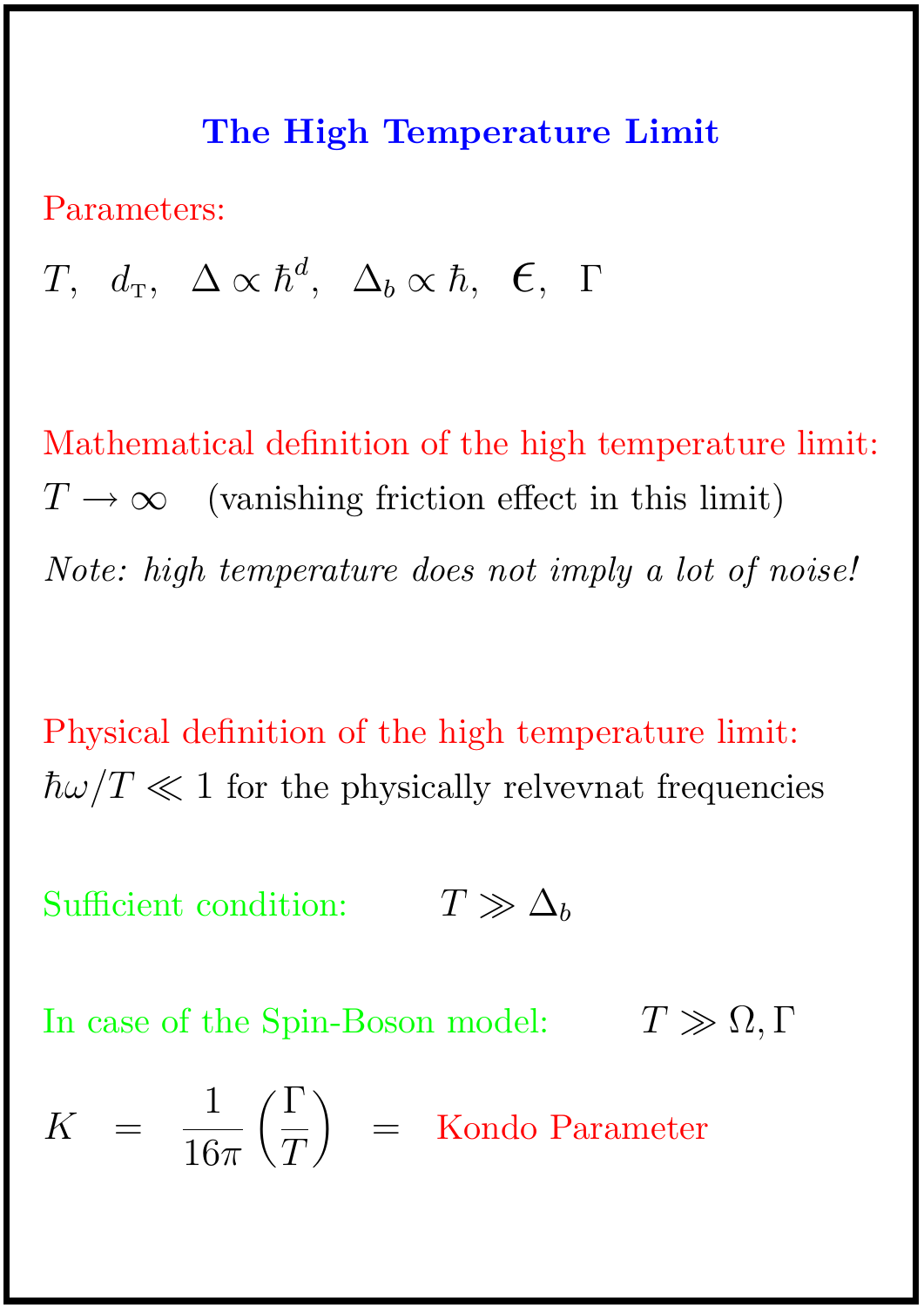# The High Temperature Limit

Parameters:

$T, \;\; d_{\text{T}}, \;\; \Delta \propto \hbar^d, \;\; \Delta_b \propto \hbar, \;\; \epsilon, \;\; \Gamma$

Mathematical definition of the high temperature limit:

$T \rightarrow \infty$ (vanishing friction effect in this limit)

*Note: high temperature does not imply a lot of noise!*

Physical definition of the high temperature limit:

$\hbar\omega/T \ll 1$ for the physically relvevnat frequencies

Sufficient condition: $T \gg \Delta_b$

In case of the Spin-Boson model: $T \gg \Omega, \Gamma$

$$K \;=\; \frac{1}{16\pi}\left(\frac{\Gamma}{T}\right) \;=\; \text{Kondo Parameter}$$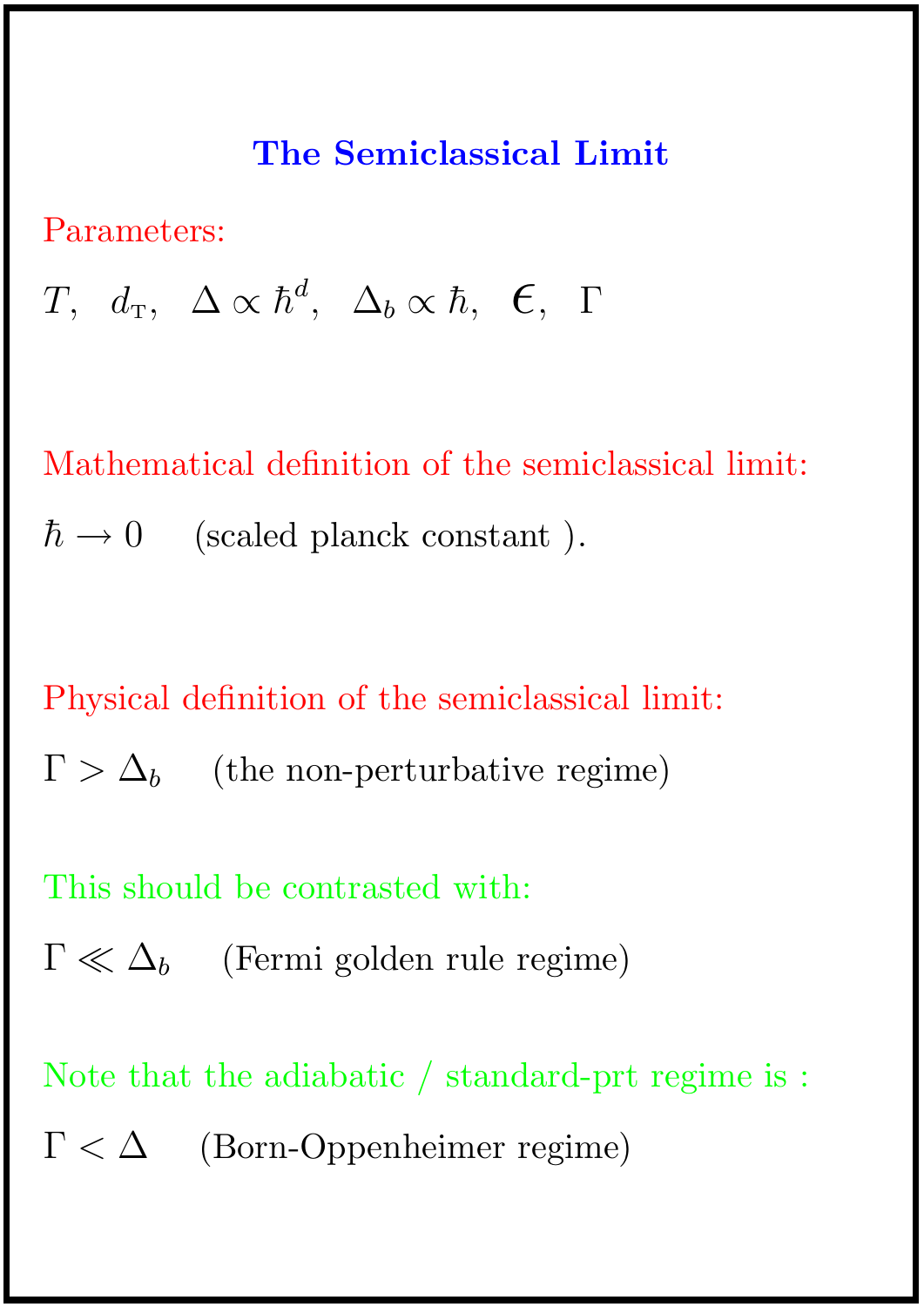## The Semiclassical Limit

Parameters:

$T$, $d_{\text{T}}$, $\Delta \propto \hbar^d$, $\Delta_b \propto \hbar$, $\epsilon$, $\Gamma$

Mathematical definition of the semiclassical limit:

$\hbar \rightarrow 0$ (scaled planck constant ).

Physical definition of the semiclassical limit:

$\Gamma > \Delta_b$ (the non-perturbative regime)

This should be contrasted with:

$\Gamma \ll \Delta_b$ (Fermi golden rule regime)

Note that the adiabatic / standard-prt regime is :

$\Gamma < \Delta$ (Born-Oppenheimer regime)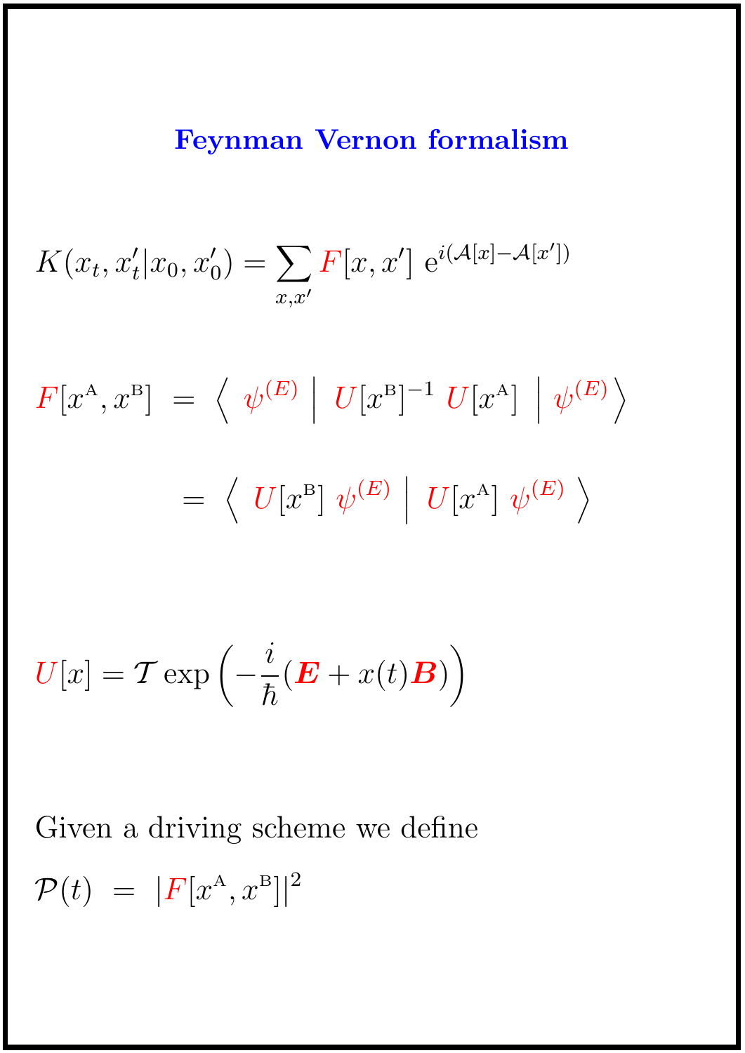# Feynman Vernon formalism

$$K(x_t, x_t'|x_0, x_0') = \sum_{x,x'} F[x, x'] \; \mathrm{e}^{i(\mathcal{A}[x]-\mathcal{A}[x'])}$$

$$F[x^{\mathrm{A}}, x^{\mathrm{B}}] \;=\; \left\langle \; \psi^{(E)} \;\middle|\; U[x^{\mathrm{B}}]^{-1} \; U[x^{\mathrm{A}}] \;\middle|\; \psi^{(E)} \right\rangle$$

$$= \; \left\langle \; U[x^{\mathrm{B}}] \; \psi^{(E)} \;\middle|\; U[x^{\mathrm{A}}] \; \psi^{(E)} \; \right\rangle$$

$$U[x] = \mathcal{T} \exp\left(-\frac{i}{\hbar}(\boldsymbol{E} + x(t)\boldsymbol{B})\right)$$

Given a driving scheme we define

$$\mathcal{P}(t) \;=\; |F[x^{\mathrm{A}}, x^{\mathrm{B}}]|^2$$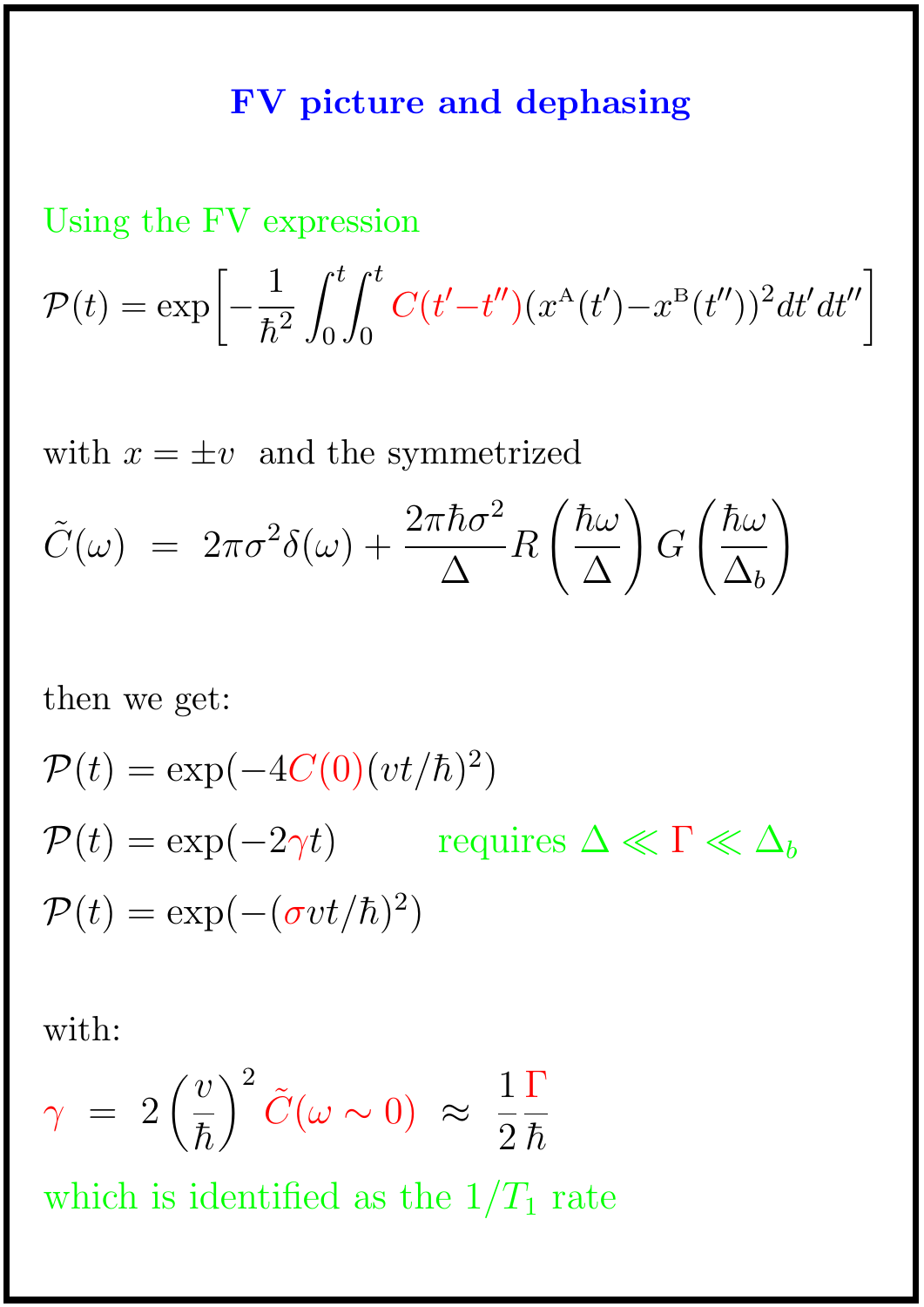# FV picture and dephasing

Using the FV expression

$$\mathcal{P}(t) = \exp\left[-\frac{1}{\hbar^2}\int_0^t\int_0^t C(t'-t'')(x^{\text{A}}(t')-x^{\text{B}}(t''))^2 dt' dt''\right]$$

with $x = \pm v$ and the symmetrized

$$\tilde{C}(\omega) \;=\; 2\pi\sigma^2\delta(\omega) + \frac{2\pi\hbar\sigma^2}{\Delta} R\left(\frac{\hbar\omega}{\Delta}\right) G\left(\frac{\hbar\omega}{\Delta_b}\right)$$

then we get:

$$\mathcal{P}(t) = \exp(-4C(0)(vt/\hbar)^2)$$

$$\mathcal{P}(t) = \exp(-2\gamma t) \qquad \text{requires } \Delta \ll \Gamma \ll \Delta_b$$

$$\mathcal{P}(t) = \exp(-(\sigma vt/\hbar)^2)$$

with:

$$\gamma \;=\; 2\left(\frac{v}{\hbar}\right)^2 \tilde{C}(\omega\sim 0) \;\approx\; \frac{1}{2}\frac{\Gamma}{\hbar}$$

which is identified as the $1/T_1$ rate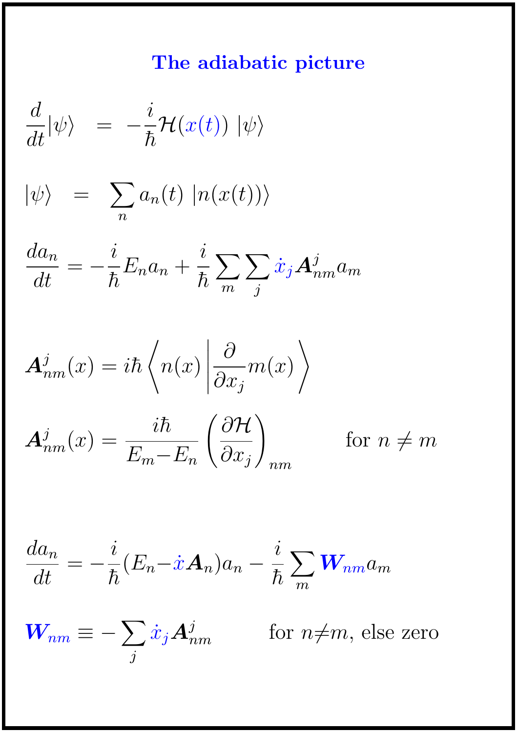# The adiabatic picture

$$\frac{d}{dt}|\psi\rangle \;=\; -\frac{i}{\hbar}\mathcal{H}(x(t))\;|\psi\rangle$$

$$|\psi\rangle \;=\; \sum_n a_n(t)\;|n(x(t))\rangle$$

$$\frac{da_n}{dt} = -\frac{i}{\hbar}E_n a_n + \frac{i}{\hbar}\sum_m \sum_j \dot{x}_j \boldsymbol{A}^j_{nm} a_m$$

$$\boldsymbol{A}^j_{nm}(x) = i\hbar\left\langle n(x)\middle|\frac{\partial}{\partial x_j}m(x)\right\rangle$$

$$\boldsymbol{A}^j_{nm}(x) = \frac{i\hbar}{E_m - E_n}\left(\frac{\partial \mathcal{H}}{\partial x_j}\right)_{nm} \qquad \text{for } n \neq m$$

$$\frac{da_n}{dt} = -\frac{i}{\hbar}(E_n - \dot{x}\boldsymbol{A}_n)a_n - \frac{i}{\hbar}\sum_m \boldsymbol{W}_{nm} a_m$$

$$\boldsymbol{W}_{nm} \equiv -\sum_j \dot{x}_j \boldsymbol{A}^j_{nm} \qquad \text{for } n \neq m\text{, else zero}$$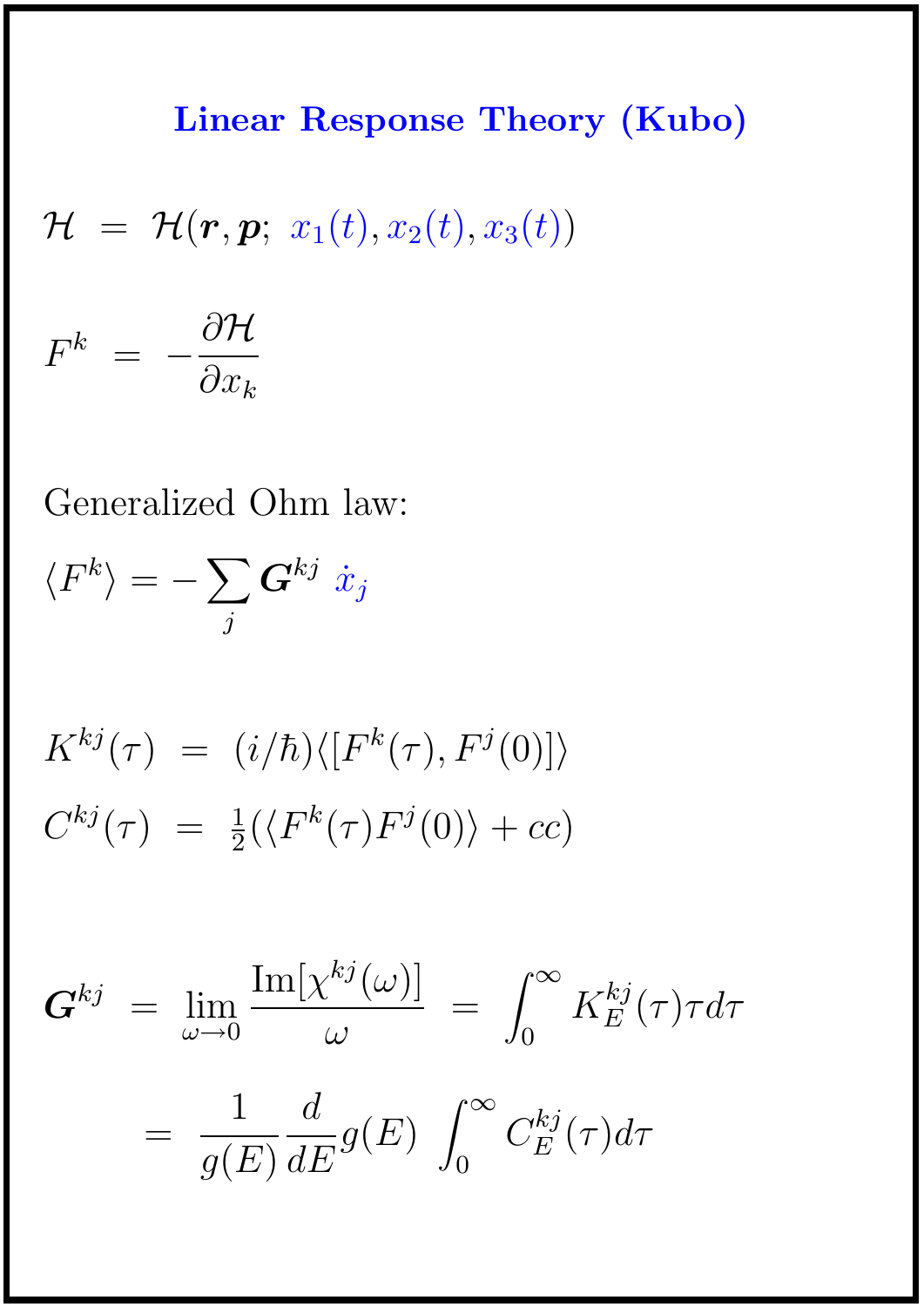# Linear Response Theory (Kubo)

$$\mathcal{H} \;=\; \mathcal{H}(\boldsymbol{r},\boldsymbol{p};\; x_1(t), x_2(t), x_3(t))$$

$$F^k \;=\; -\frac{\partial \mathcal{H}}{\partial x_k}$$

Generalized Ohm law:

$$\langle F^k \rangle = -\sum_j \boldsymbol{G}^{kj}\; \dot{x}_j$$

$$K^{kj}(\tau) \;=\; (i/\hbar)\langle [F^k(\tau), F^j(0)]\rangle$$

$$C^{kj}(\tau) \;=\; \tfrac{1}{2}(\langle F^k(\tau)F^j(0)\rangle + cc)$$

$$\boldsymbol{G}^{kj} \;=\; \lim_{\omega\to 0}\frac{\mathrm{Im}[\chi^{kj}(\omega)]}{\omega} \;=\; \int_0^\infty K_E^{kj}(\tau)\tau d\tau$$

$$=\; \frac{1}{g(E)}\frac{d}{dE}g(E)\; \int_0^\infty C_E^{kj}(\tau)d\tau$$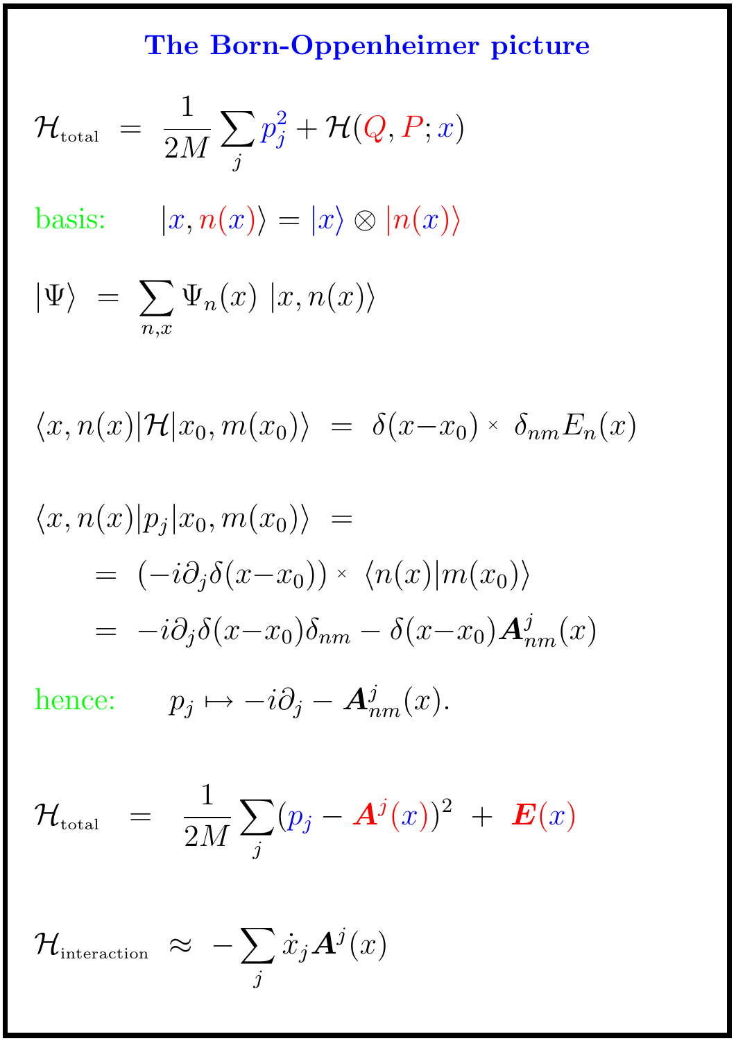# The Born-Oppenheimer picture

$$\mathcal{H}_{\text{total}} \;=\; \frac{1}{2M}\sum_j p_j^2 + \mathcal{H}(Q,P;x)$$

basis: $\quad |x, n(x)\rangle = |x\rangle \otimes |n(x)\rangle$

$$|\Psi\rangle \;=\; \sum_{n,x} \Psi_n(x)\; |x, n(x)\rangle$$

$$\langle x, n(x)|\mathcal{H}|x_0, m(x_0)\rangle \;=\; \delta(x-x_0) \times\; \delta_{nm} E_n(x)$$

$$\begin{aligned}
\langle x, n(x)|p_j|x_0, m(x_0)\rangle \;&= \\
&=\; (-i\partial_j \delta(x-x_0)) \times\; \langle n(x)|m(x_0)\rangle \\
&=\; -i\partial_j\delta(x-x_0)\delta_{nm} - \delta(x-x_0)\boldsymbol{A}^j_{nm}(x)
\end{aligned}$$

hence: $\quad p_j \mapsto -i\partial_j - \boldsymbol{A}^j_{nm}(x).$

$$\mathcal{H}_{\text{total}} \;=\; \frac{1}{2M}\sum_j (p_j - \boldsymbol{A}^j(x))^2 \;+\; \boldsymbol{E}(x)$$

$$\mathcal{H}_{\text{interaction}} \;\approx\; -\sum_j \dot{x}_j \boldsymbol{A}^j(x)$$